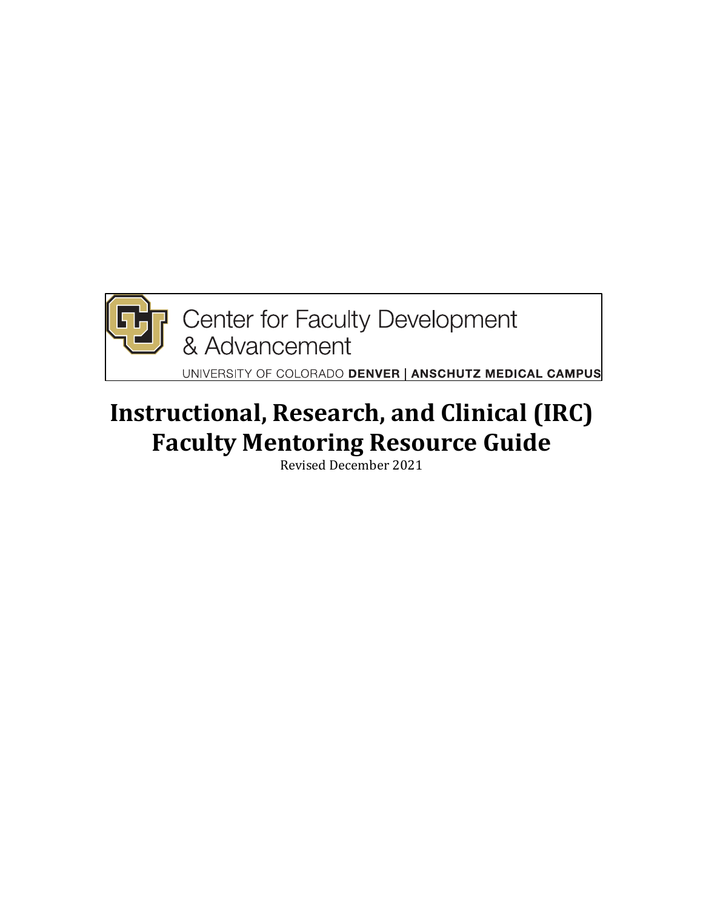Center for Faculty Development & Advancement

UNIVERSITY OF COLORADO **DENVER** | **ANSCHUTZ MEDICAL CAMPUS**

# Instructional, Research, and Clinical (IRC) Faculty Mentoring Resource Guide

Revised December 2021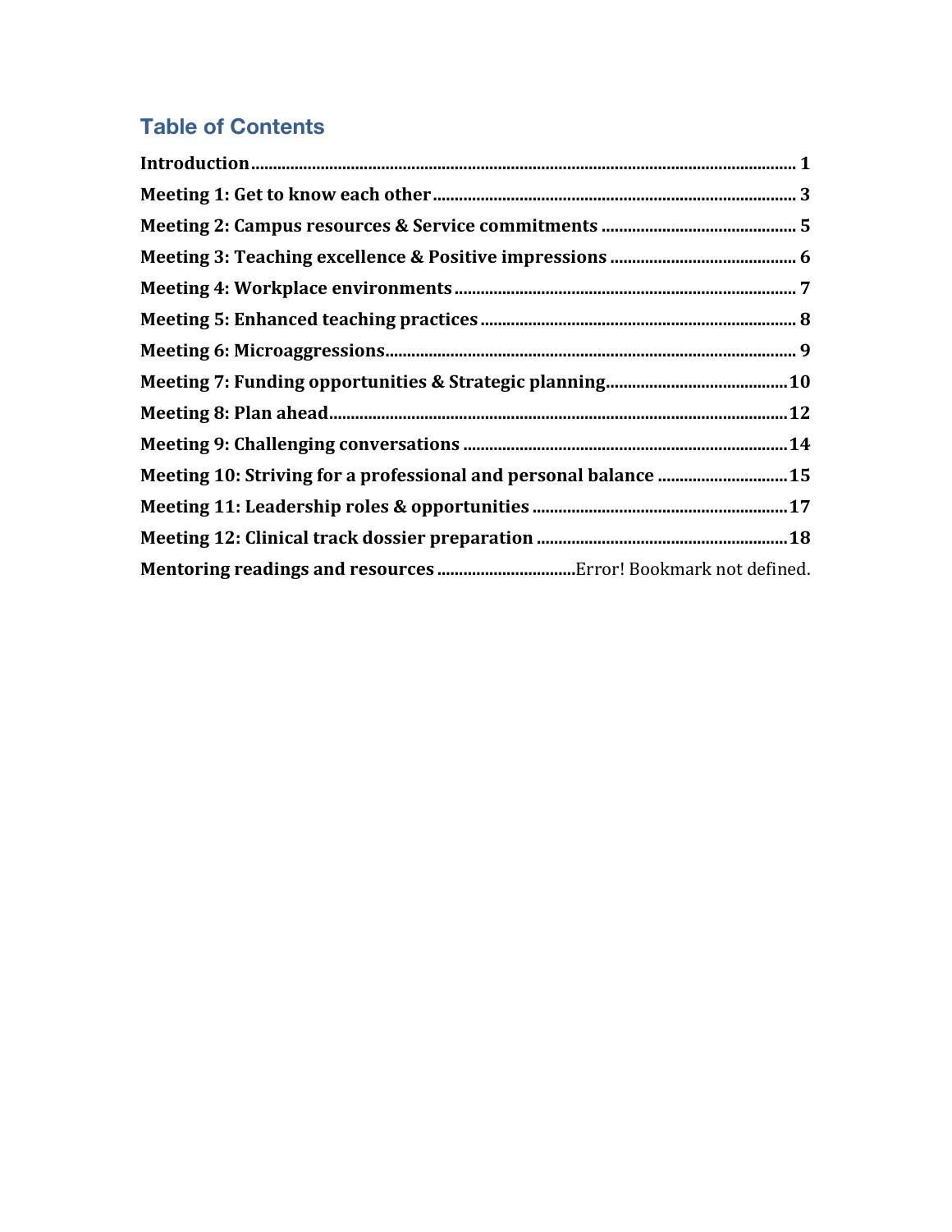## Table of Contents

**Introduction** .......... 1

**Meeting 1: Get to know each other** .......... 3

**Meeting 2: Campus resources & Service commitments** .......... 5

**Meeting 3: Teaching excellence & Positive impressions** .......... 6

**Meeting 4: Workplace environments** .......... 7

**Meeting 5: Enhanced teaching practices** .......... 8

**Meeting 6: Microaggressions** .......... 9

**Meeting 7: Funding opportunities & Strategic planning** .......... 10

**Meeting 8: Plan ahead** .......... 12

**Meeting 9: Challenging conversations** .......... 14

**Meeting 10: Striving for a professional and personal balance** .......... 15

**Meeting 11: Leadership roles & opportunities** .......... 17

**Meeting 12: Clinical track dossier preparation** .......... 18

**Mentoring readings and resources** .......... Error! Bookmark not defined.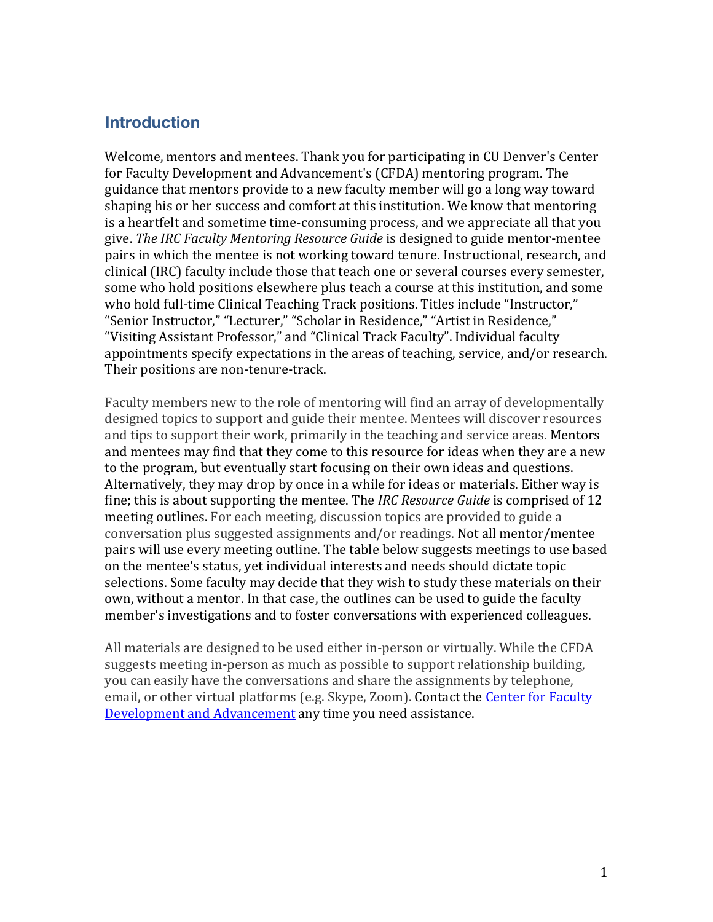## Introduction

Welcome, mentors and mentees. Thank you for participating in CU Denver's Center for Faculty Development and Advancement's (CFDA) mentoring program. The guidance that mentors provide to a new faculty member will go a long way toward shaping his or her success and comfort at this institution. We know that mentoring is a heartfelt and sometime time-consuming process, and we appreciate all that you give. *The IRC Faculty Mentoring Resource Guide* is designed to guide mentor-mentee pairs in which the mentee is not working toward tenure. Instructional, research, and clinical (IRC) faculty include those that teach one or several courses every semester, some who hold positions elsewhere plus teach a course at this institution, and some who hold full-time Clinical Teaching Track positions. Titles include "Instructor," "Senior Instructor," "Lecturer," "Scholar in Residence," "Artist in Residence," "Visiting Assistant Professor," and "Clinical Track Faculty". Individual faculty appointments specify expectations in the areas of teaching, service, and/or research. Their positions are non-tenure-track.

Faculty members new to the role of mentoring will find an array of developmentally designed topics to support and guide their mentee. Mentees will discover resources and tips to support their work, primarily in the teaching and service areas. Mentors and mentees may find that they come to this resource for ideas when they are a new to the program, but eventually start focusing on their own ideas and questions. Alternatively, they may drop by once in a while for ideas or materials. Either way is fine; this is about supporting the mentee. The *IRC Resource Guide* is comprised of 12 meeting outlines. For each meeting, discussion topics are provided to guide a conversation plus suggested assignments and/or readings. Not all mentor/mentee pairs will use every meeting outline. The table below suggests meetings to use based on the mentee's status, yet individual interests and needs should dictate topic selections. Some faculty may decide that they wish to study these materials on their own, without a mentor. In that case, the outlines can be used to guide the faculty member's investigations and to foster conversations with experienced colleagues.

All materials are designed to be used either in-person or virtually. While the CFDA suggests meeting in-person as much as possible to support relationship building, you can easily have the conversations and share the assignments by telephone, email, or other virtual platforms (e.g. Skype, Zoom). Contact the Center for Faculty Development and Advancement any time you need assistance.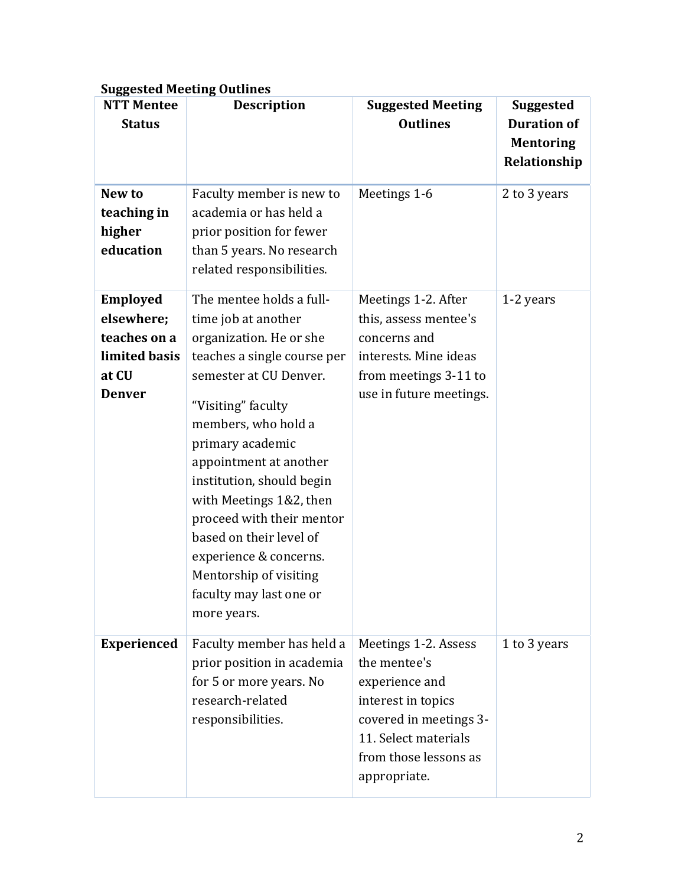**Suggested Meeting Outlines**

| NTT Mentee Status | Description | Suggested Meeting Outlines | Suggested Duration of Mentoring Relationship |
|---|---|---|---|
| **New to teaching in higher education** | Faculty member is new to academia or has held a prior position for fewer than 5 years. No research related responsibilities. | Meetings 1-6 | 2 to 3 years |
| **Employed elsewhere; teaches on a limited basis at CU Denver** | The mentee holds a full-time job at another organization. He or she teaches a single course per semester at CU Denver. “Visiting” faculty members, who hold a primary academic appointment at another institution, should begin with Meetings 1&2, then proceed with their mentor based on their level of experience & concerns. Mentorship of visiting faculty may last one or more years. | Meetings 1-2. After this, assess mentee's concerns and interests. Mine ideas from meetings 3-11 to use in future meetings. | 1-2 years |
| **Experienced** | Faculty member has held a prior position in academia for 5 or more years. No research-related responsibilities. | Meetings 1-2. Assess the mentee's experience and interest in topics covered in meetings 3-11. Select materials from those lessons as appropriate. | 1 to 3 years |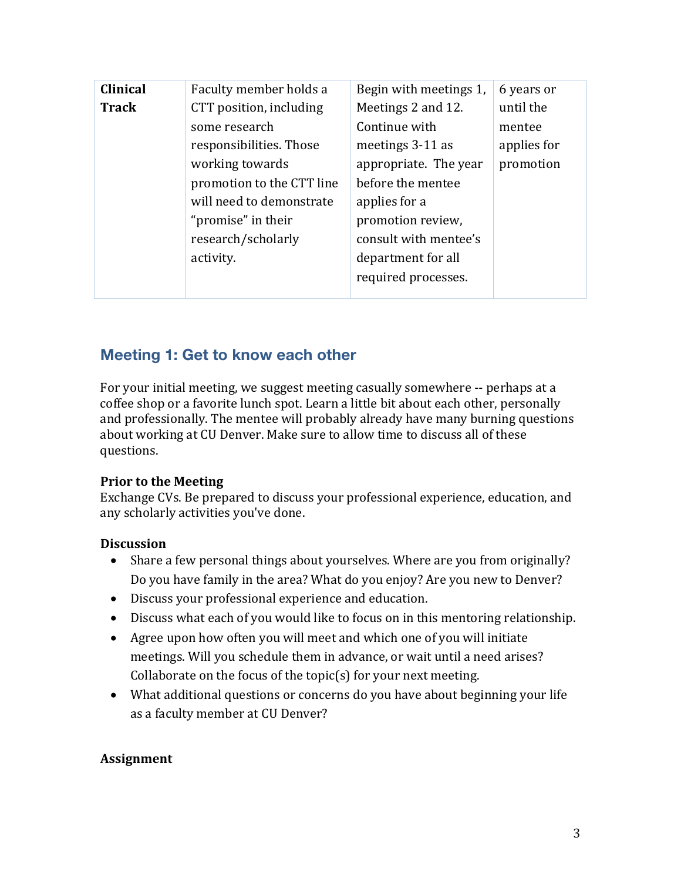| Clinical Track | Faculty member holds a CTT position, including some research responsibilities. Those working towards promotion to the CTT line will need to demonstrate "promise" in their research/scholarly activity. | Begin with meetings 1, Meetings 2 and 12. Continue with meetings 3-11 as appropriate. The year before the mentee applies for a promotion review, consult with mentee's department for all required processes. | 6 years or until the mentee applies for promotion |
|---|---|---|---|

## Meeting 1: Get to know each other

For your initial meeting, we suggest meeting casually somewhere -- perhaps at a coffee shop or a favorite lunch spot. Learn a little bit about each other, personally and professionally. The mentee will probably already have many burning questions about working at CU Denver. Make sure to allow time to discuss all of these questions.

**Prior to the Meeting**

Exchange CVs. Be prepared to discuss your professional experience, education, and any scholarly activities you've done.

**Discussion**

- Share a few personal things about yourselves. Where are you from originally? Do you have family in the area? What do you enjoy? Are you new to Denver?
- Discuss your professional experience and education.
- Discuss what each of you would like to focus on in this mentoring relationship.
- Agree upon how often you will meet and which one of you will initiate meetings. Will you schedule them in advance, or wait until a need arises? Collaborate on the focus of the topic(s) for your next meeting.
- What additional questions or concerns do you have about beginning your life as a faculty member at CU Denver?

**Assignment**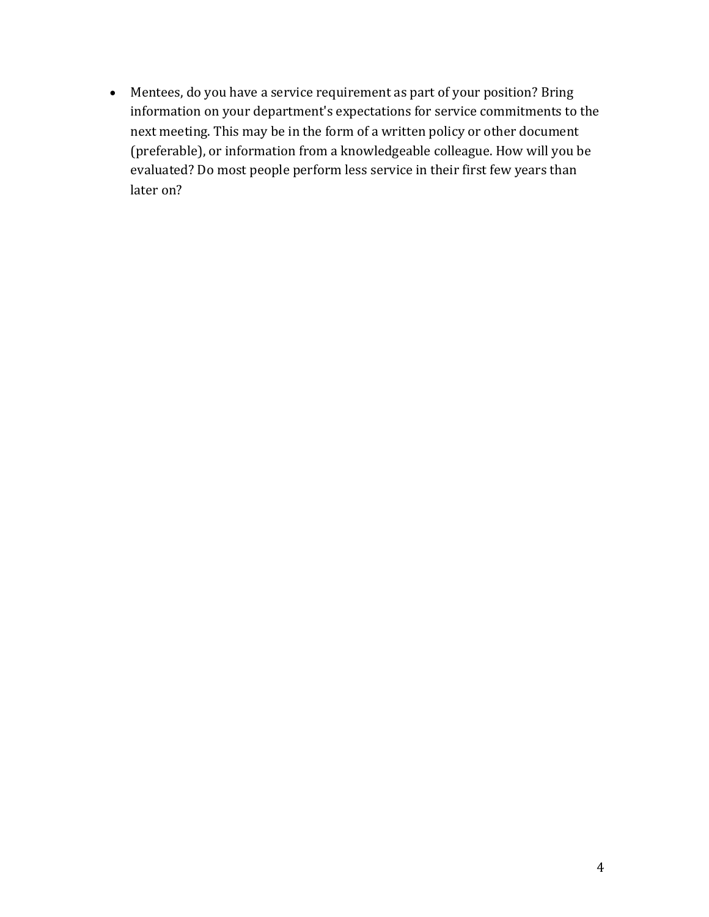- Mentees, do you have a service requirement as part of your position? Bring information on your department's expectations for service commitments to the next meeting. This may be in the form of a written policy or other document (preferable), or information from a knowledgeable colleague. How will you be evaluated? Do most people perform less service in their first few years than later on?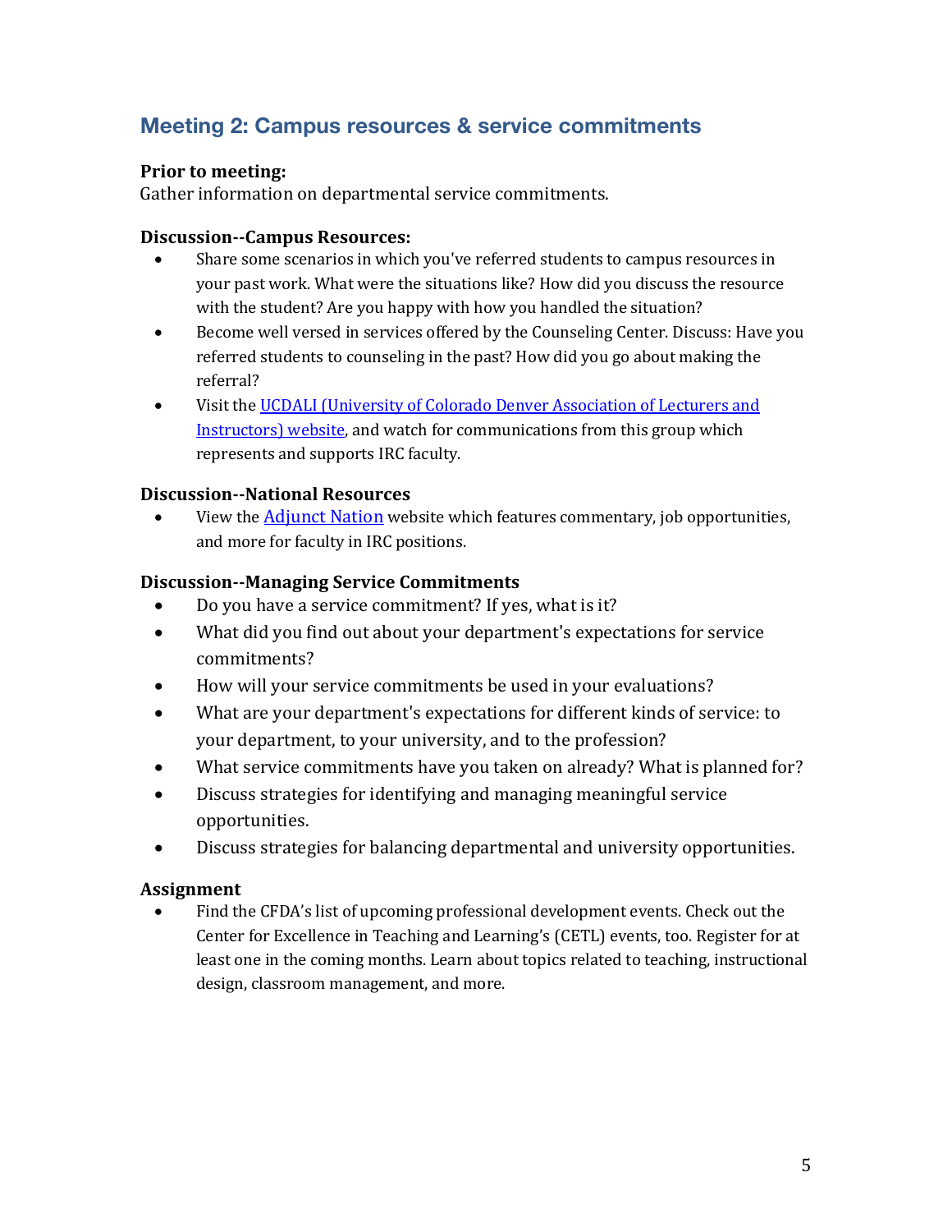## Meeting 2: Campus resources & service commitments

**Prior to meeting:**
Gather information on departmental service commitments.

**Discussion--Campus Resources:**

- Share some scenarios in which you've referred students to campus resources in your past work. What were the situations like? How did you discuss the resource with the student? Are you happy with how you handled the situation?
- Become well versed in services offered by the Counseling Center. Discuss: Have you referred students to counseling in the past? How did you go about making the referral?
- Visit the UCDALI (University of Colorado Denver Association of Lecturers and Instructors) website, and watch for communications from this group which represents and supports IRC faculty.

**Discussion--National Resources**

- View the Adjunct Nation website which features commentary, job opportunities, and more for faculty in IRC positions.

**Discussion--Managing Service Commitments**

- Do you have a service commitment? If yes, what is it?
- What did you find out about your department's expectations for service commitments?
- How will your service commitments be used in your evaluations?
- What are your department's expectations for different kinds of service: to your department, to your university, and to the profession?
- What service commitments have you taken on already? What is planned for?
- Discuss strategies for identifying and managing meaningful service opportunities.
- Discuss strategies for balancing departmental and university opportunities.

**Assignment**

- Find the CFDA's list of upcoming professional development events. Check out the Center for Excellence in Teaching and Learning's (CETL) events, too. Register for at least one in the coming months. Learn about topics related to teaching, instructional design, classroom management, and more.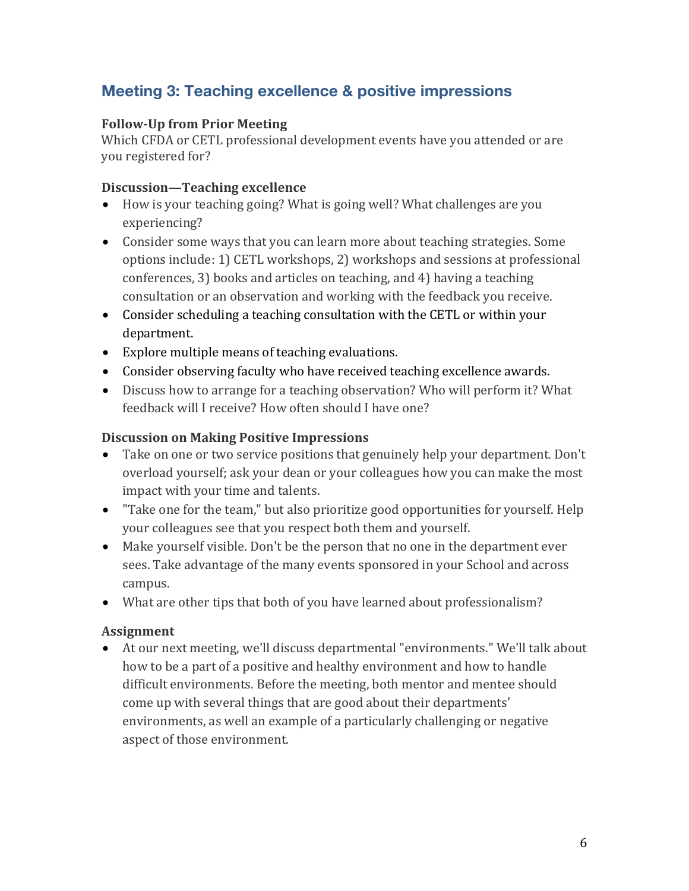## Meeting 3: Teaching excellence & positive impressions

**Follow-Up from Prior Meeting**

Which CFDA or CETL professional development events have you attended or are you registered for?

**Discussion—Teaching excellence**

- How is your teaching going? What is going well? What challenges are you experiencing?
- Consider some ways that you can learn more about teaching strategies. Some options include: 1) CETL workshops, 2) workshops and sessions at professional conferences, 3) books and articles on teaching, and 4) having a teaching consultation or an observation and working with the feedback you receive.
- Consider scheduling a teaching consultation with the CETL or within your department.
- Explore multiple means of teaching evaluations.
- Consider observing faculty who have received teaching excellence awards.
- Discuss how to arrange for a teaching observation? Who will perform it? What feedback will I receive? How often should I have one?

**Discussion on Making Positive Impressions**

- Take on one or two service positions that genuinely help your department. Don't overload yourself; ask your dean or your colleagues how you can make the most impact with your time and talents.
- "Take one for the team," but also prioritize good opportunities for yourself. Help your colleagues see that you respect both them and yourself.
- Make yourself visible. Don't be the person that no one in the department ever sees. Take advantage of the many events sponsored in your School and across campus.
- What are other tips that both of you have learned about professionalism?

**Assignment**

- At our next meeting, we'll discuss departmental "environments." We'll talk about how to be a part of a positive and healthy environment and how to handle difficult environments. Before the meeting, both mentor and mentee should come up with several things that are good about their departments' environments, as well an example of a particularly challenging or negative aspect of those environment.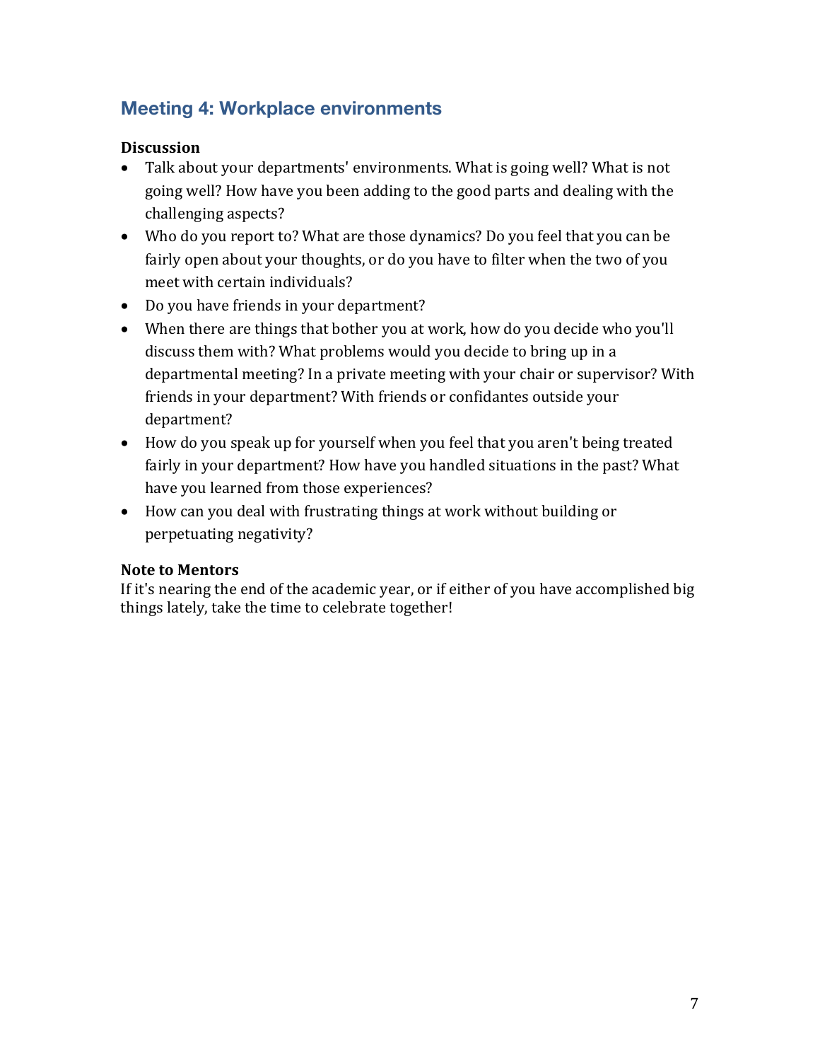## Meeting 4: Workplace environments

**Discussion**

- Talk about your departments' environments. What is going well? What is not going well? How have you been adding to the good parts and dealing with the challenging aspects?
- Who do you report to? What are those dynamics? Do you feel that you can be fairly open about your thoughts, or do you have to filter when the two of you meet with certain individuals?
- Do you have friends in your department?
- When there are things that bother you at work, how do you decide who you'll discuss them with? What problems would you decide to bring up in a departmental meeting? In a private meeting with your chair or supervisor? With friends in your department? With friends or confidantes outside your department?
- How do you speak up for yourself when you feel that you aren't being treated fairly in your department? How have you handled situations in the past? What have you learned from those experiences?
- How can you deal with frustrating things at work without building or perpetuating negativity?

**Note to Mentors**

If it's nearing the end of the academic year, or if either of you have accomplished big things lately, take the time to celebrate together!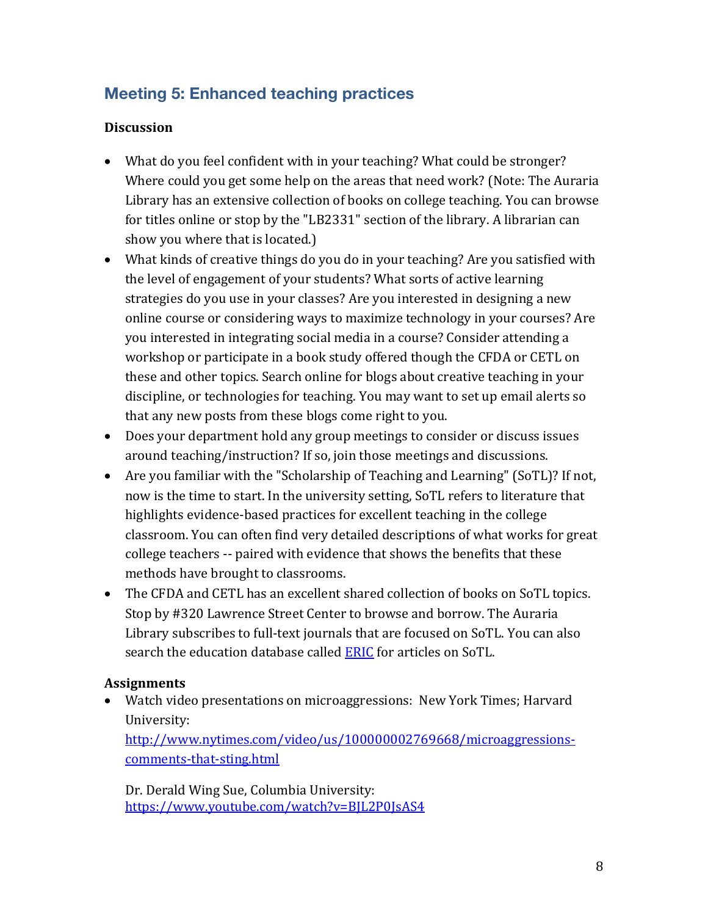## Meeting 5: Enhanced teaching practices

**Discussion**

- What do you feel confident with in your teaching? What could be stronger? Where could you get some help on the areas that need work? (Note: The Auraria Library has an extensive collection of books on college teaching. You can browse for titles online or stop by the "LB2331" section of the library. A librarian can show you where that is located.)
- What kinds of creative things do you do in your teaching? Are you satisfied with the level of engagement of your students? What sorts of active learning strategies do you use in your classes? Are you interested in designing a new online course or considering ways to maximize technology in your courses? Are you interested in integrating social media in a course? Consider attending a workshop or participate in a book study offered though the CFDA or CETL on these and other topics. Search online for blogs about creative teaching in your discipline, or technologies for teaching. You may want to set up email alerts so that any new posts from these blogs come right to you.
- Does your department hold any group meetings to consider or discuss issues around teaching/instruction? If so, join those meetings and discussions.
- Are you familiar with the "Scholarship of Teaching and Learning" (SoTL)? If not, now is the time to start. In the university setting, SoTL refers to literature that highlights evidence-based practices for excellent teaching in the college classroom. You can often find very detailed descriptions of what works for great college teachers -- paired with evidence that shows the benefits that these methods have brought to classrooms.
- The CFDA and CETL has an excellent shared collection of books on SoTL topics. Stop by #320 Lawrence Street Center to browse and borrow. The Auraria Library subscribes to full-text journals that are focused on SoTL. You can also search the education database called [ERIC]() for articles on SoTL.

**Assignments**

- Watch video presentations on microaggressions: New York Times; Harvard University: [http://www.nytimes.com/video/us/100000002769668/microaggressions-comments-that-sting.html](http://www.nytimes.com/video/us/100000002769668/microaggressions-comments-that-sting.html)

  Dr. Derald Wing Sue, Columbia University: [https://www.youtube.com/watch?v=BJL2P0JsAS4](https://www.youtube.com/watch?v=BJL2P0JsAS4)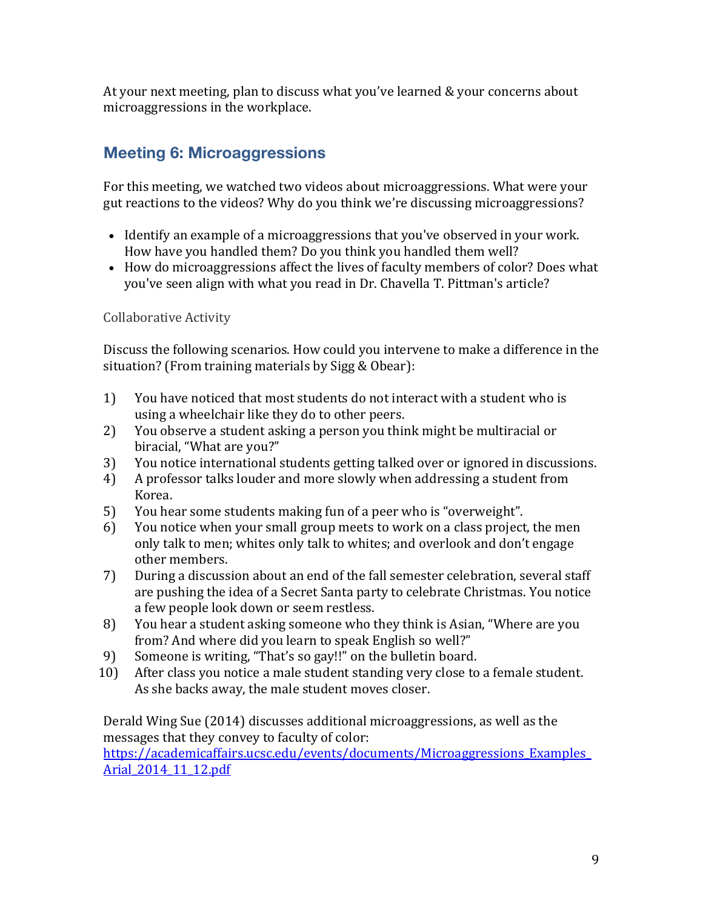At your next meeting, plan to discuss what you've learned & your concerns about microaggressions in the workplace.

## Meeting 6: Microaggressions

For this meeting, we watched two videos about microaggressions. What were your gut reactions to the videos? Why do you think we're discussing microaggressions?

- Identify an example of a microaggressions that you've observed in your work. How have you handled them? Do you think you handled them well?
- How do microaggressions affect the lives of faculty members of color? Does what you've seen align with what you read in Dr. Chavella T. Pittman's article?

### Collaborative Activity

Discuss the following scenarios. How could you intervene to make a difference in the situation? (From training materials by Sigg & Obear):

1) You have noticed that most students do not interact with a student who is using a wheelchair like they do to other peers.
2) You observe a student asking a person you think might be multiracial or biracial, "What are you?"
3) You notice international students getting talked over or ignored in discussions.
4) A professor talks louder and more slowly when addressing a student from Korea.
5) You hear some students making fun of a peer who is "overweight".
6) You notice when your small group meets to work on a class project, the men only talk to men; whites only talk to whites; and overlook and don't engage other members.
7) During a discussion about an end of the fall semester celebration, several staff are pushing the idea of a Secret Santa party to celebrate Christmas. You notice a few people look down or seem restless.
8) You hear a student asking someone who they think is Asian, "Where are you from? And where did you learn to speak English so well?"
9) Someone is writing, "That's so gay!!" on the bulletin board.
10) After class you notice a male student standing very close to a female student. As she backs away, the male student moves closer.

Derald Wing Sue (2014) discusses additional microaggressions, as well as the messages that they convey to faculty of color: [https://academicaffairs.ucsc.edu/events/documents/Microaggressions_Examples_Arial_2014_11_12.pdf](https://academicaffairs.ucsc.edu/events/documents/Microaggressions_Examples_Arial_2014_11_12.pdf)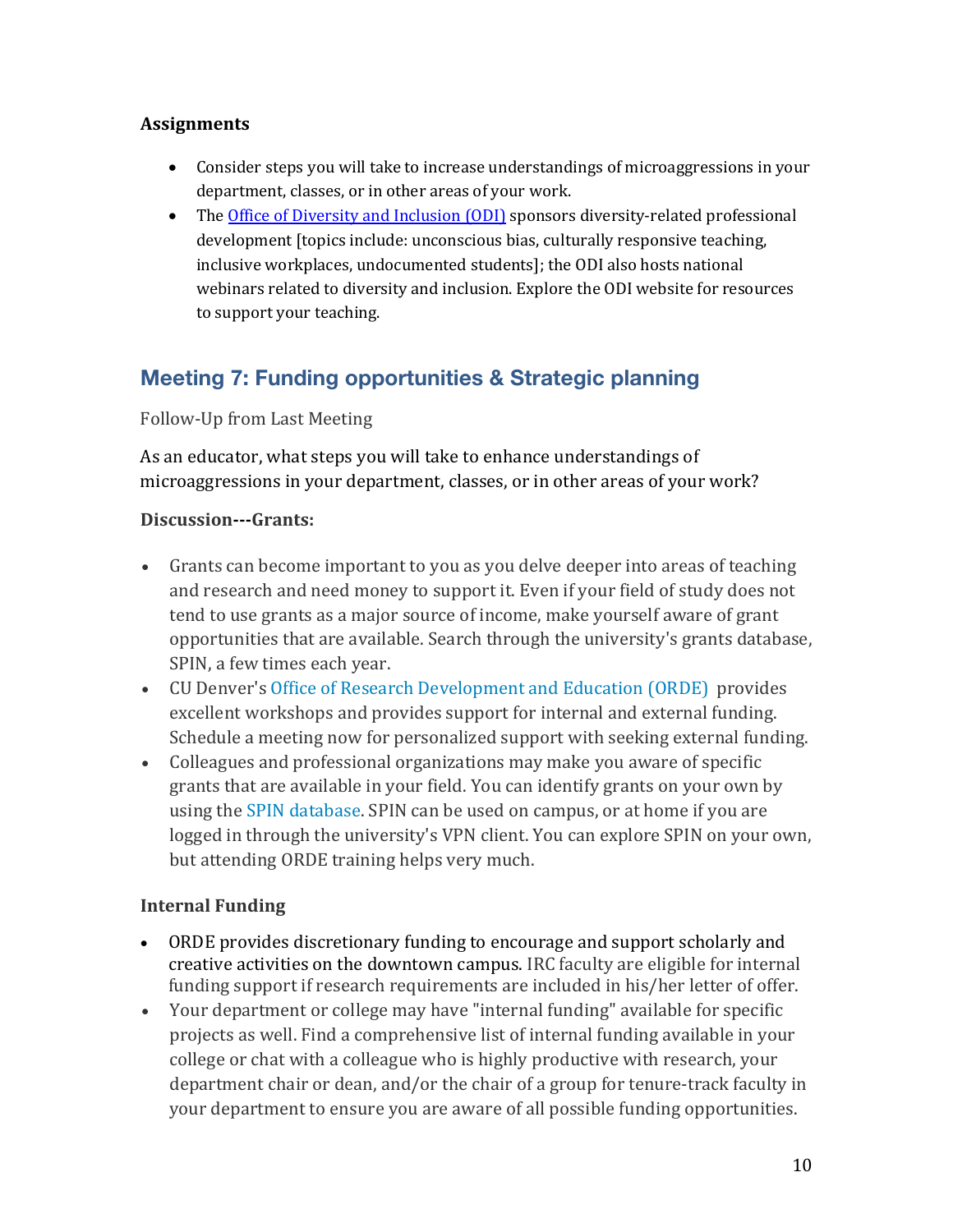**Assignments**

- Consider steps you will take to increase understandings of microaggressions in your department, classes, or in other areas of your work.
- The Office of Diversity and Inclusion (ODI) sponsors diversity-related professional development [topics include: unconscious bias, culturally responsive teaching, inclusive workplaces, undocumented students]; the ODI also hosts national webinars related to diversity and inclusion. Explore the ODI website for resources to support your teaching.

## Meeting 7: Funding opportunities & Strategic planning

Follow-Up from Last Meeting

As an educator, what steps you will take to enhance understandings of microaggressions in your department, classes, or in other areas of your work?

**Discussion---Grants:**

- Grants can become important to you as you delve deeper into areas of teaching and research and need money to support it. Even if your field of study does not tend to use grants as a major source of income, make yourself aware of grant opportunities that are available. Search through the university's grants database, SPIN, a few times each year.
- CU Denver's Office of Research Development and Education (ORDE) provides excellent workshops and provides support for internal and external funding. Schedule a meeting now for personalized support with seeking external funding.
- Colleagues and professional organizations may make you aware of specific grants that are available in your field. You can identify grants on your own by using the SPIN database. SPIN can be used on campus, or at home if you are logged in through the university's VPN client. You can explore SPIN on your own, but attending ORDE training helps very much.

**Internal Funding**

- ORDE provides discretionary funding to encourage and support scholarly and creative activities on the downtown campus. IRC faculty are eligible for internal funding support if research requirements are included in his/her letter of offer.
- Your department or college may have "internal funding" available for specific projects as well. Find a comprehensive list of internal funding available in your college or chat with a colleague who is highly productive with research, your department chair or dean, and/or the chair of a group for tenure-track faculty in your department to ensure you are aware of all possible funding opportunities.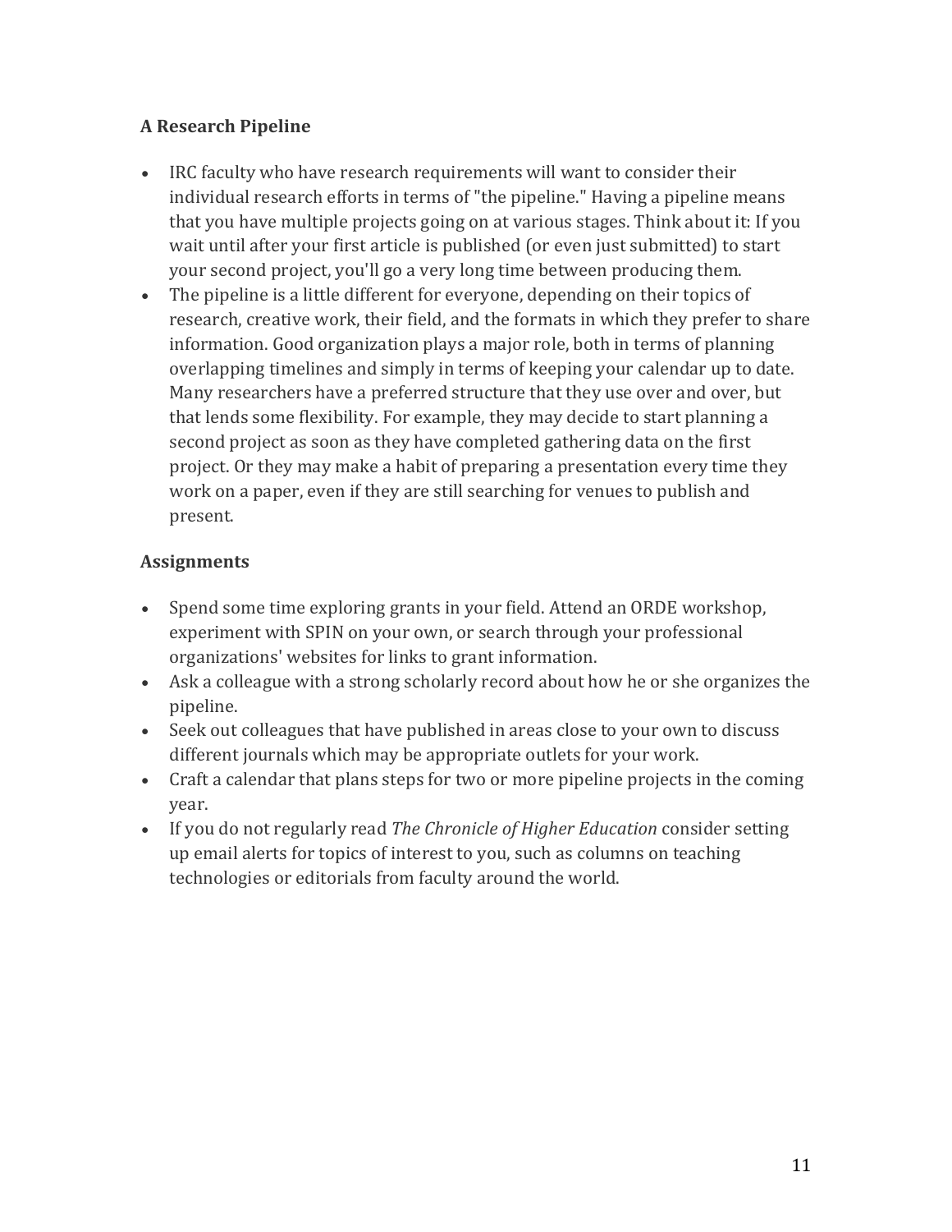### A Research Pipeline

- IRC faculty who have research requirements will want to consider their individual research efforts in terms of "the pipeline." Having a pipeline means that you have multiple projects going on at various stages. Think about it: If you wait until after your first article is published (or even just submitted) to start your second project, you'll go a very long time between producing them.
- The pipeline is a little different for everyone, depending on their topics of research, creative work, their field, and the formats in which they prefer to share information. Good organization plays a major role, both in terms of planning overlapping timelines and simply in terms of keeping your calendar up to date. Many researchers have a preferred structure that they use over and over, but that lends some flexibility. For example, they may decide to start planning a second project as soon as they have completed gathering data on the first project. Or they may make a habit of preparing a presentation every time they work on a paper, even if they are still searching for venues to publish and present.

### Assignments

- Spend some time exploring grants in your field. Attend an ORDE workshop, experiment with SPIN on your own, or search through your professional organizations' websites for links to grant information.
- Ask a colleague with a strong scholarly record about how he or she organizes the pipeline.
- Seek out colleagues that have published in areas close to your own to discuss different journals which may be appropriate outlets for your work.
- Craft a calendar that plans steps for two or more pipeline projects in the coming year.
- If you do not regularly read *The Chronicle of Higher Education* consider setting up email alerts for topics of interest to you, such as columns on teaching technologies or editorials from faculty around the world.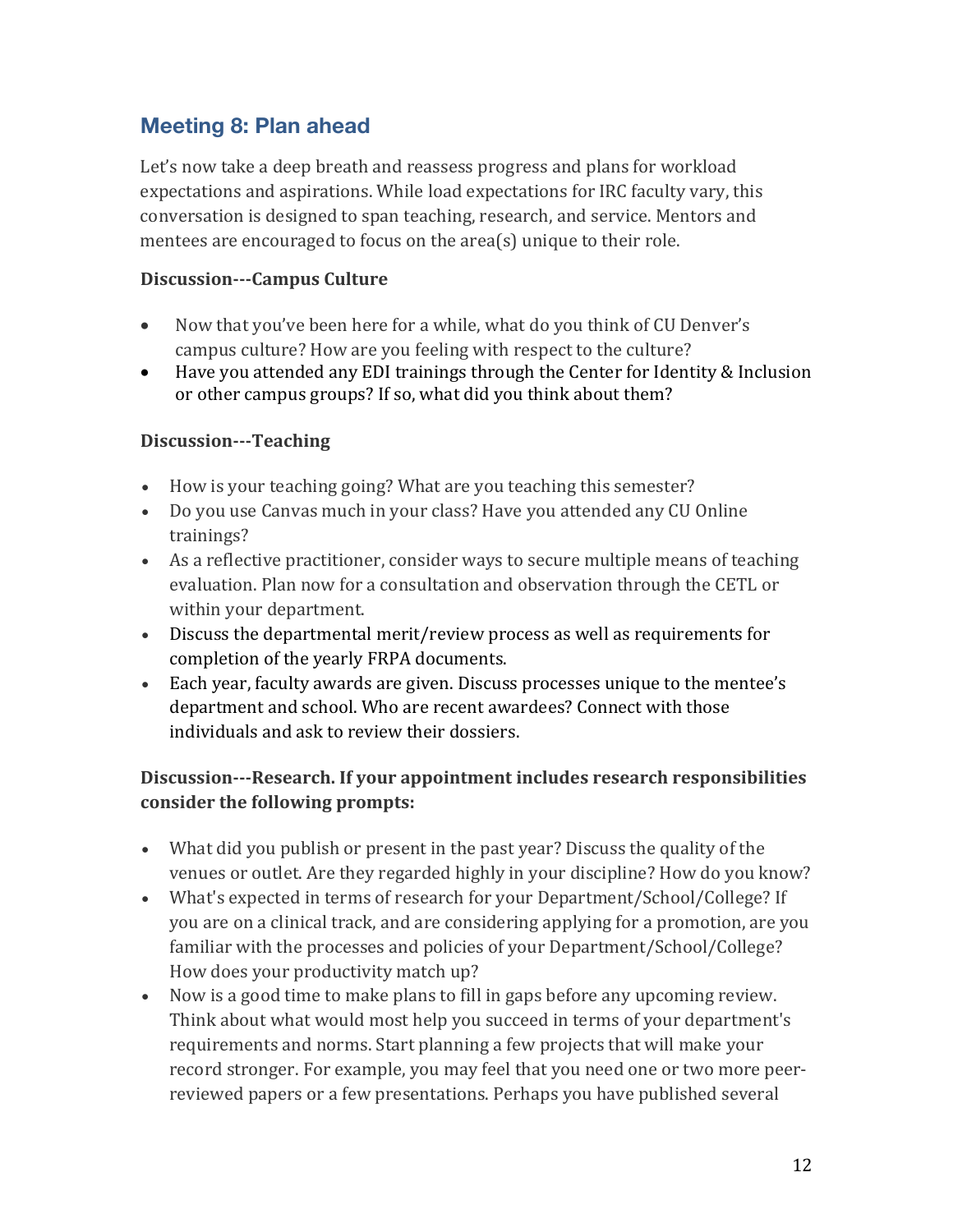## Meeting 8: Plan ahead

Let's now take a deep breath and reassess progress and plans for workload expectations and aspirations. While load expectations for IRC faculty vary, this conversation is designed to span teaching, research, and service. Mentors and mentees are encouraged to focus on the area(s) unique to their role.

**Discussion---Campus Culture**

- Now that you've been here for a while, what do you think of CU Denver's campus culture? How are you feeling with respect to the culture?
- Have you attended any EDI trainings through the Center for Identity & Inclusion or other campus groups? If so, what did you think about them?

**Discussion---Teaching**

- How is your teaching going? What are you teaching this semester?
- Do you use Canvas much in your class? Have you attended any CU Online trainings?
- As a reflective practitioner, consider ways to secure multiple means of teaching evaluation. Plan now for a consultation and observation through the CETL or within your department.
- Discuss the departmental merit/review process as well as requirements for completion of the yearly FRPA documents.
- Each year, faculty awards are given. Discuss processes unique to the mentee's department and school. Who are recent awardees? Connect with those individuals and ask to review their dossiers.

**Discussion---Research. If your appointment includes research responsibilities consider the following prompts:**

- What did you publish or present in the past year? Discuss the quality of the venues or outlet. Are they regarded highly in your discipline? How do you know?
- What's expected in terms of research for your Department/School/College? If you are on a clinical track, and are considering applying for a promotion, are you familiar with the processes and policies of your Department/School/College? How does your productivity match up?
- Now is a good time to make plans to fill in gaps before any upcoming review. Think about what would most help you succeed in terms of your department's requirements and norms. Start planning a few projects that will make your record stronger. For example, you may feel that you need one or two more peer-reviewed papers or a few presentations. Perhaps you have published several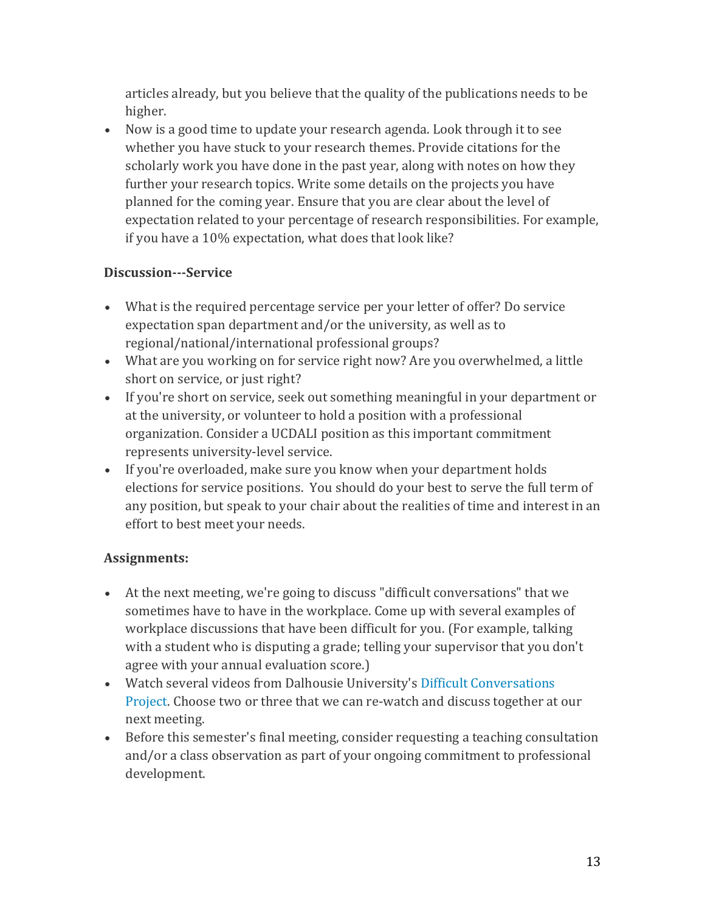articles already, but you believe that the quality of the publications needs to be higher.

- Now is a good time to update your research agenda. Look through it to see whether you have stuck to your research themes. Provide citations for the scholarly work you have done in the past year, along with notes on how they further your research topics. Write some details on the projects you have planned for the coming year. Ensure that you are clear about the level of expectation related to your percentage of research responsibilities. For example, if you have a 10% expectation, what does that look like?

**Discussion---Service**

- What is the required percentage service per your letter of offer? Do service expectation span department and/or the university, as well as to regional/national/international professional groups?
- What are you working on for service right now? Are you overwhelmed, a little short on service, or just right?
- If you're short on service, seek out something meaningful in your department or at the university, or volunteer to hold a position with a professional organization. Consider a UCDALI position as this important commitment represents university-level service.
- If you're overloaded, make sure you know when your department holds elections for service positions. You should do your best to serve the full term of any position, but speak to your chair about the realities of time and interest in an effort to best meet your needs.

**Assignments:**

- At the next meeting, we're going to discuss "difficult conversations" that we sometimes have to have in the workplace. Come up with several examples of workplace discussions that have been difficult for you. (For example, talking with a student who is disputing a grade; telling your supervisor that you don't agree with your annual evaluation score.)
- Watch several videos from Dalhousie University's Difficult Conversations Project. Choose two or three that we can re-watch and discuss together at our next meeting.
- Before this semester's final meeting, consider requesting a teaching consultation and/or a class observation as part of your ongoing commitment to professional development.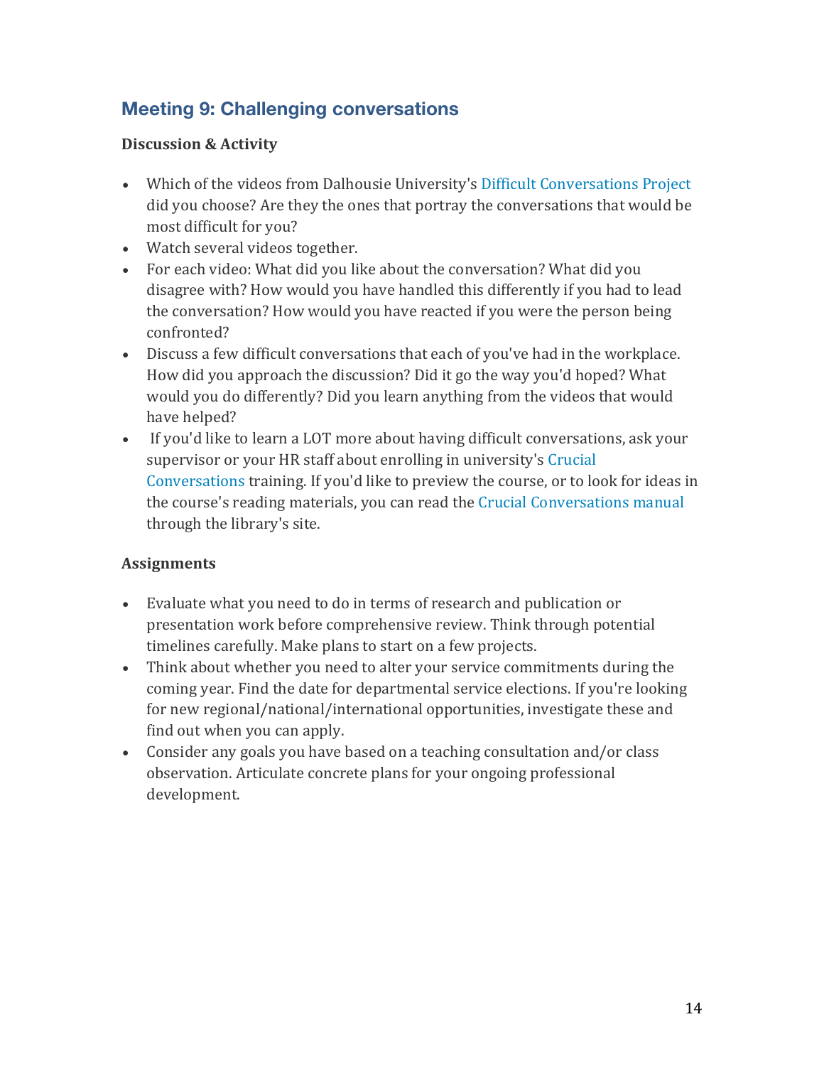## Meeting 9: Challenging conversations

**Discussion & Activity**

- Which of the videos from Dalhousie University's Difficult Conversations Project did you choose? Are they the ones that portray the conversations that would be most difficult for you?
- Watch several videos together.
- For each video: What did you like about the conversation? What did you disagree with? How would you have handled this differently if you had to lead the conversation? How would you have reacted if you were the person being confronted?
- Discuss a few difficult conversations that each of you've had in the workplace. How did you approach the discussion? Did it go the way you'd hoped? What would you do differently? Did you learn anything from the videos that would have helped?
- If you'd like to learn a LOT more about having difficult conversations, ask your supervisor or your HR staff about enrolling in university's Crucial Conversations training. If you'd like to preview the course, or to look for ideas in the course's reading materials, you can read the Crucial Conversations manual through the library's site.

**Assignments**

- Evaluate what you need to do in terms of research and publication or presentation work before comprehensive review. Think through potential timelines carefully. Make plans to start on a few projects.
- Think about whether you need to alter your service commitments during the coming year. Find the date for departmental service elections. If you're looking for new regional/national/international opportunities, investigate these and find out when you can apply.
- Consider any goals you have based on a teaching consultation and/or class observation. Articulate concrete plans for your ongoing professional development.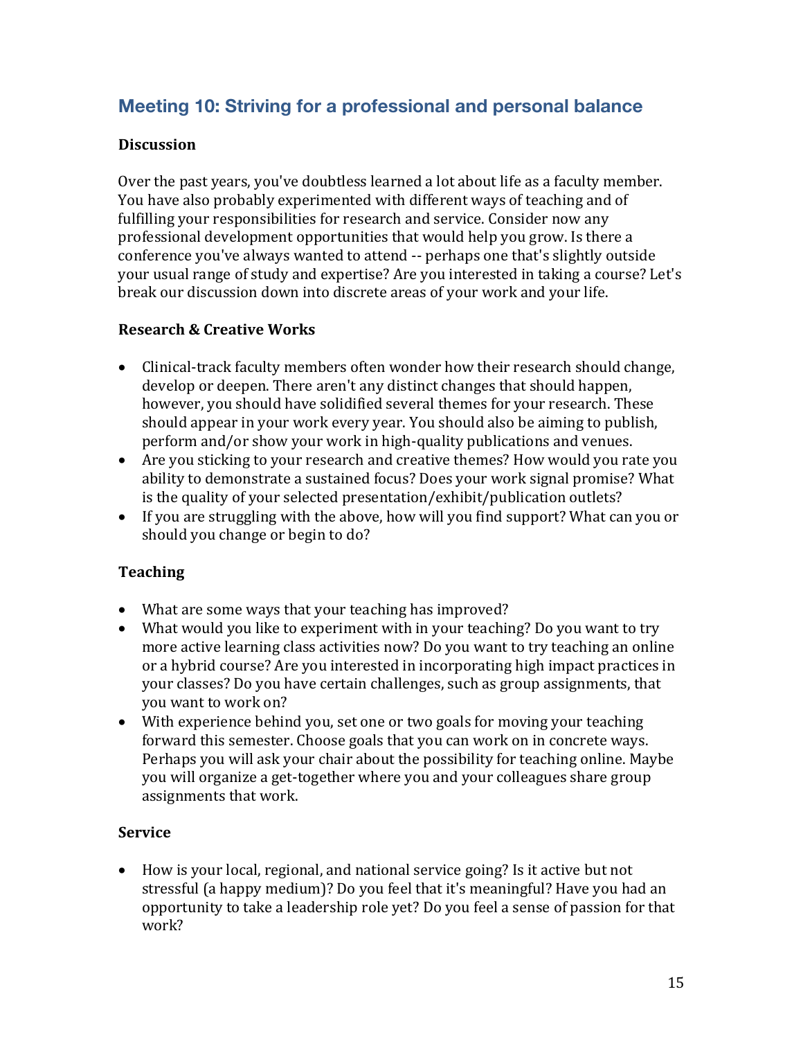## Meeting 10: Striving for a professional and personal balance

**Discussion**

Over the past years, you've doubtless learned a lot about life as a faculty member. You have also probably experimented with different ways of teaching and of fulfilling your responsibilities for research and service. Consider now any professional development opportunities that would help you grow. Is there a conference you've always wanted to attend -- perhaps one that's slightly outside your usual range of study and expertise? Are you interested in taking a course? Let's break our discussion down into discrete areas of your work and your life.

**Research & Creative Works**

- Clinical-track faculty members often wonder how their research should change, develop or deepen. There aren't any distinct changes that should happen, however, you should have solidified several themes for your research. These should appear in your work every year. You should also be aiming to publish, perform and/or show your work in high-quality publications and venues.
- Are you sticking to your research and creative themes? How would you rate you ability to demonstrate a sustained focus? Does your work signal promise? What is the quality of your selected presentation/exhibit/publication outlets?
- If you are struggling with the above, how will you find support? What can you or should you change or begin to do?

**Teaching**

- What are some ways that your teaching has improved?
- What would you like to experiment with in your teaching? Do you want to try more active learning class activities now? Do you want to try teaching an online or a hybrid course? Are you interested in incorporating high impact practices in your classes? Do you have certain challenges, such as group assignments, that you want to work on?
- With experience behind you, set one or two goals for moving your teaching forward this semester. Choose goals that you can work on in concrete ways. Perhaps you will ask your chair about the possibility for teaching online. Maybe you will organize a get-together where you and your colleagues share group assignments that work.

**Service**

- How is your local, regional, and national service going? Is it active but not stressful (a happy medium)? Do you feel that it's meaningful? Have you had an opportunity to take a leadership role yet? Do you feel a sense of passion for that work?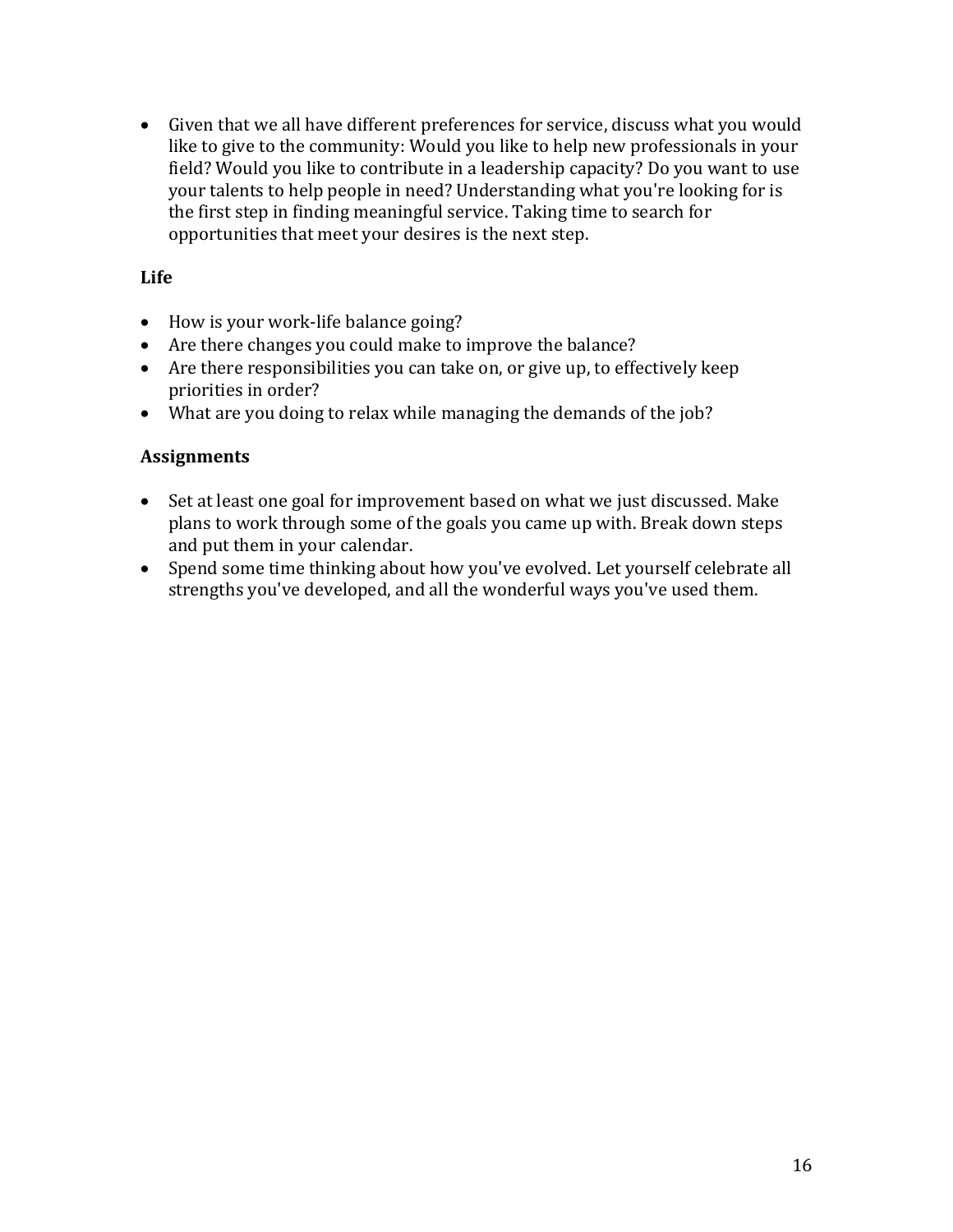- Given that we all have different preferences for service, discuss what you would like to give to the community: Would you like to help new professionals in your field? Would you like to contribute in a leadership capacity? Do you want to use your talents to help people in need? Understanding what you're looking for is the first step in finding meaningful service. Taking time to search for opportunities that meet your desires is the next step.

**Life**

- How is your work-life balance going?
- Are there changes you could make to improve the balance?
- Are there responsibilities you can take on, or give up, to effectively keep priorities in order?
- What are you doing to relax while managing the demands of the job?

**Assignments**

- Set at least one goal for improvement based on what we just discussed. Make plans to work through some of the goals you came up with. Break down steps and put them in your calendar.
- Spend some time thinking about how you've evolved. Let yourself celebrate all strengths you've developed, and all the wonderful ways you've used them.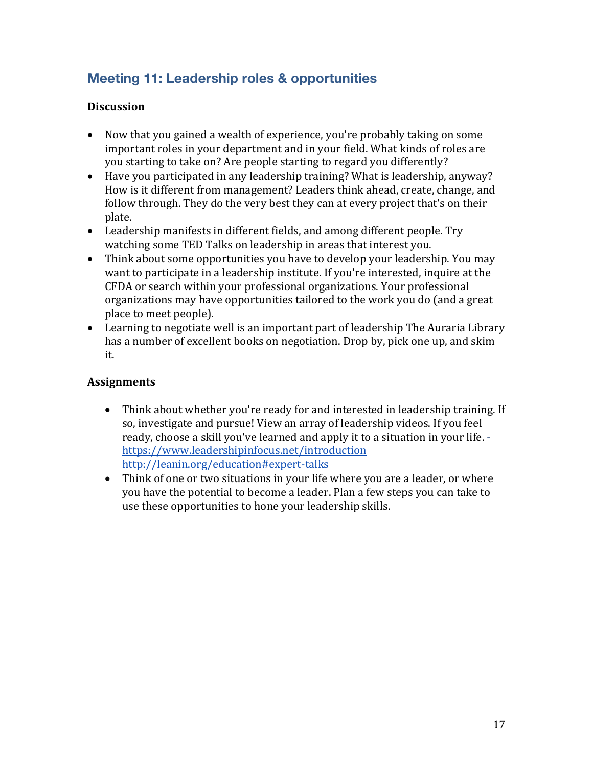## Meeting 11: Leadership roles & opportunities

### Discussion

- Now that you gained a wealth of experience, you're probably taking on some important roles in your department and in your field. What kinds of roles are you starting to take on? Are people starting to regard you differently?
- Have you participated in any leadership training? What is leadership, anyway? How is it different from management? Leaders think ahead, create, change, and follow through. They do the very best they can at every project that's on their plate.
- Leadership manifests in different fields, and among different people. Try watching some TED Talks on leadership in areas that interest you.
- Think about some opportunities you have to develop your leadership. You may want to participate in a leadership institute. If you're interested, inquire at the CFDA or search within your professional organizations. Your professional organizations may have opportunities tailored to the work you do (and a great place to meet people).
- Learning to negotiate well is an important part of leadership The Auraria Library has a number of excellent books on negotiation. Drop by, pick one up, and skim it.

### Assignments

- Think about whether you're ready for and interested in leadership training. If so, investigate and pursue! View an array of leadership videos. If you feel ready, choose a skill you've learned and apply it to a situation in your life. - https://www.leadershipinfocus.net/introduction http://leanin.org/education#expert-talks
- Think of one or two situations in your life where you are a leader, or where you have the potential to become a leader. Plan a few steps you can take to use these opportunities to hone your leadership skills.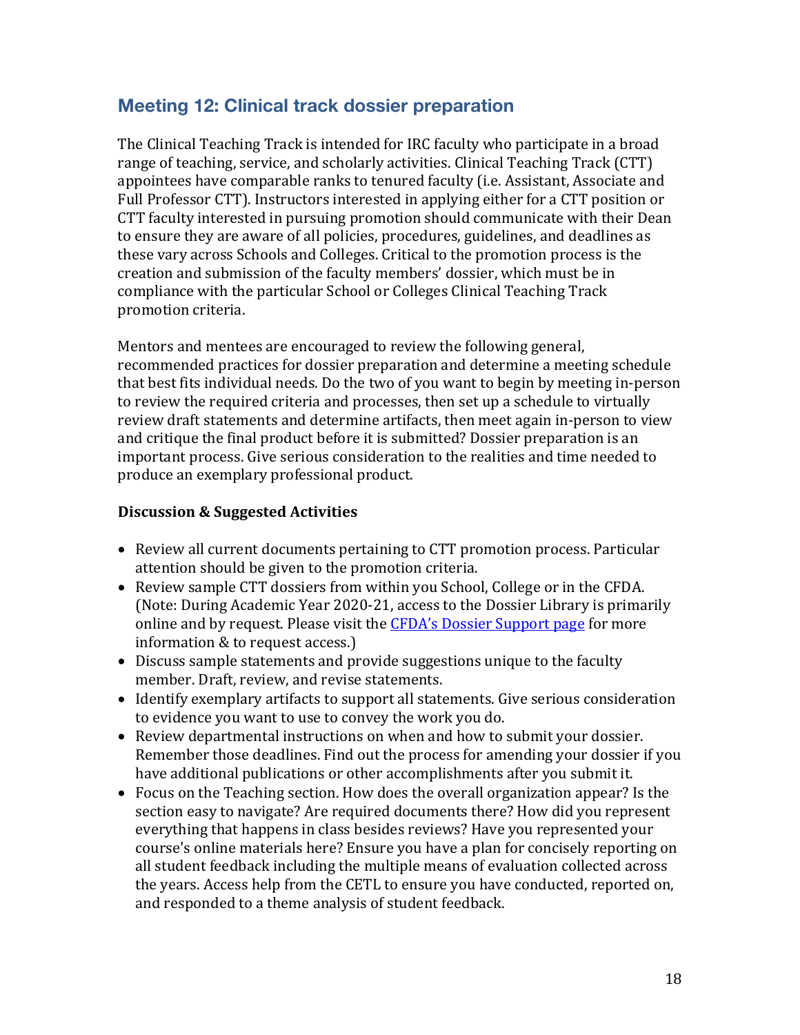## Meeting 12: Clinical track dossier preparation

The Clinical Teaching Track is intended for IRC faculty who participate in a broad range of teaching, service, and scholarly activities. Clinical Teaching Track (CTT) appointees have comparable ranks to tenured faculty (i.e. Assistant, Associate and Full Professor CTT). Instructors interested in applying either for a CTT position or CTT faculty interested in pursuing promotion should communicate with their Dean to ensure they are aware of all policies, procedures, guidelines, and deadlines as these vary across Schools and Colleges. Critical to the promotion process is the creation and submission of the faculty members' dossier, which must be in compliance with the particular School or Colleges Clinical Teaching Track promotion criteria.

Mentors and mentees are encouraged to review the following general, recommended practices for dossier preparation and determine a meeting schedule that best fits individual needs. Do the two of you want to begin by meeting in-person to review the required criteria and processes, then set up a schedule to virtually review draft statements and determine artifacts, then meet again in-person to view and critique the final product before it is submitted? Dossier preparation is an important process. Give serious consideration to the realities and time needed to produce an exemplary professional product.

**Discussion & Suggested Activities**

- Review all current documents pertaining to CTT promotion process. Particular attention should be given to the promotion criteria.
- Review sample CTT dossiers from within you School, College or in the CFDA. (Note: During Academic Year 2020-21, access to the Dossier Library is primarily online and by request. Please visit the CFDA's Dossier Support page for more information & to request access.)
- Discuss sample statements and provide suggestions unique to the faculty member. Draft, review, and revise statements.
- Identify exemplary artifacts to support all statements. Give serious consideration to evidence you want to use to convey the work you do.
- Review departmental instructions on when and how to submit your dossier. Remember those deadlines. Find out the process for amending your dossier if you have additional publications or other accomplishments after you submit it.
- Focus on the Teaching section. How does the overall organization appear? Is the section easy to navigate? Are required documents there? How did you represent everything that happens in class besides reviews? Have you represented your course's online materials here? Ensure you have a plan for concisely reporting on all student feedback including the multiple means of evaluation collected across the years. Access help from the CETL to ensure you have conducted, reported on, and responded to a theme analysis of student feedback.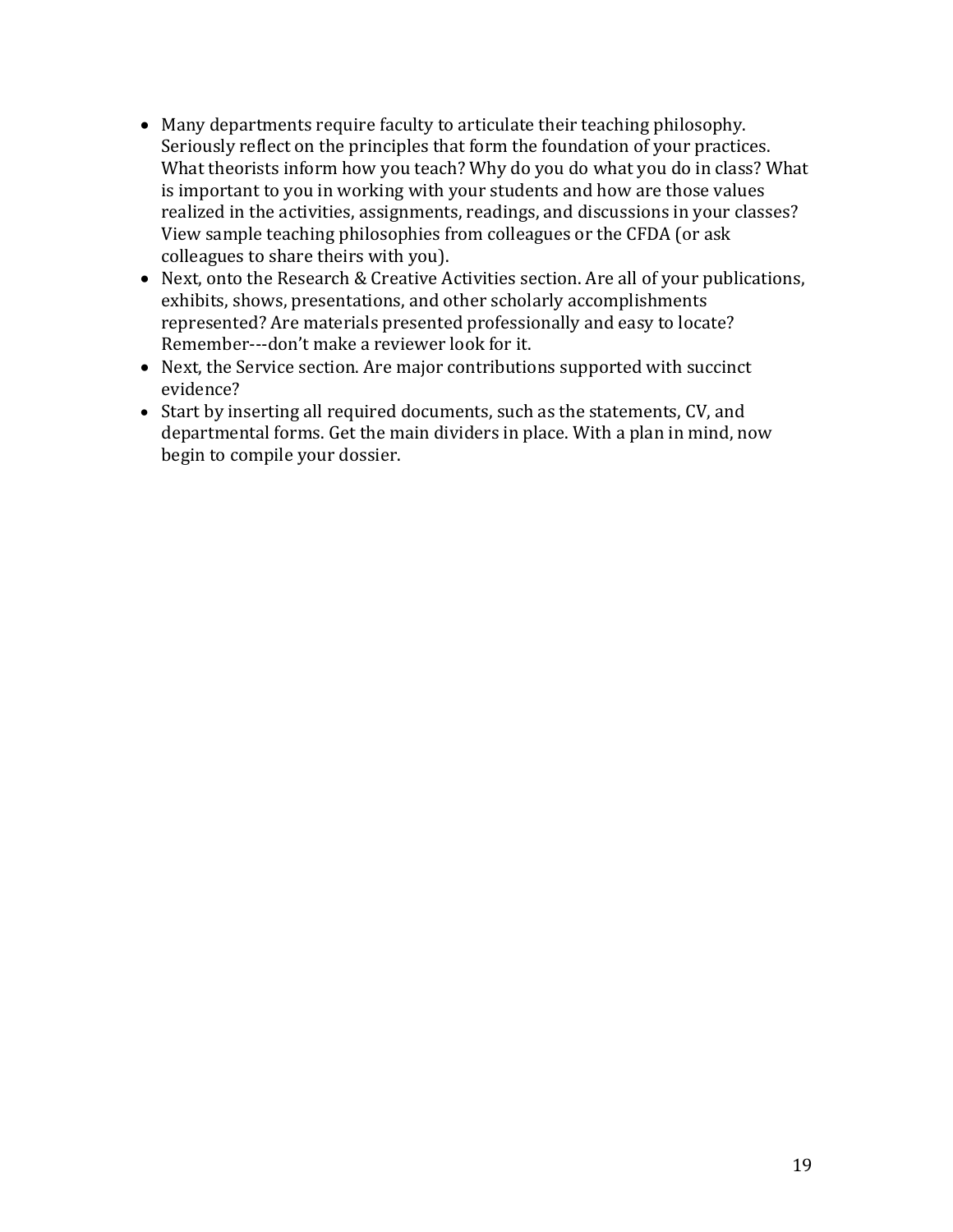- Many departments require faculty to articulate their teaching philosophy. Seriously reflect on the principles that form the foundation of your practices. What theorists inform how you teach? Why do you do what you do in class? What is important to you in working with your students and how are those values realized in the activities, assignments, readings, and discussions in your classes? View sample teaching philosophies from colleagues or the CFDA (or ask colleagues to share theirs with you).
- Next, onto the Research & Creative Activities section. Are all of your publications, exhibits, shows, presentations, and other scholarly accomplishments represented? Are materials presented professionally and easy to locate? Remember---don't make a reviewer look for it.
- Next, the Service section. Are major contributions supported with succinct evidence?
- Start by inserting all required documents, such as the statements, CV, and departmental forms. Get the main dividers in place. With a plan in mind, now begin to compile your dossier.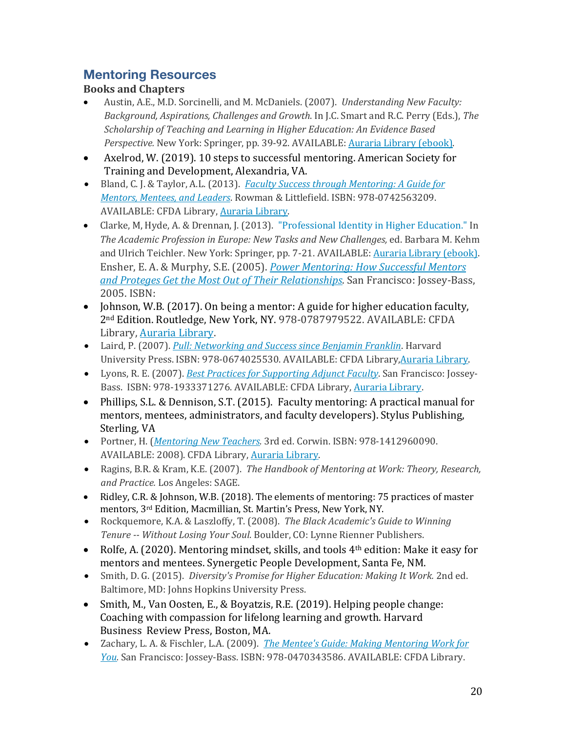## Mentoring Resources

### Books and Chapters

- Austin, A.E., M.D. Sorcinelli, and M. McDaniels. (2007). *Understanding New Faculty: Background, Aspirations, Challenges and Growth*. In J.C. Smart and R.C. Perry (Eds.), *The Scholarship of Teaching and Learning in Higher Education: An Evidence Based Perspective.* New York: Springer, pp. 39-92. AVAILABLE: Auraria Library (ebook).
- Axelrod, W. (2019). 10 steps to successful mentoring. American Society for Training and Development, Alexandria, VA.
- Bland, C. J. & Taylor, A.L. (2013). *Faculty Success through Mentoring: A Guide for Mentors, Mentees, and Leaders*. Rowman & Littlefield. ISBN: 978-0742563209. AVAILABLE: CFDA Library, Auraria Library.
- Clarke, M, Hyde, A. & Drennan, J. (2013). "Professional Identity in Higher Education." In *The Academic Profession in Europe: New Tasks and New Challenges,* ed. Barbara M. Kehm and Ulrich Teichler. New York: Springer, pp. 7-21. AVAILABLE: Auraria Library (ebook). Ensher, E. A. & Murphy, S.E. (2005). *Power Mentoring: How Successful Mentors and Proteges Get the Most Out of Their Relationships*. San Francisco: Jossey-Bass, 2005. ISBN:
- Johnson, W.B. (2017). On being a mentor: A guide for higher education faculty, 2nd Edition. Routledge, New York, NY. 978-0787979522. AVAILABLE: CFDA Library, Auraria Library.
- Laird, P. (2007). *Pull: Networking and Success since Benjamin Franklin*. Harvard University Press. ISBN: 978-0674025530. AVAILABLE: CFDA Library,Auraria Library.
- Lyons, R. E. (2007). *Best Practices for Supporting Adjunct Faculty*. San Francisco: Jossey-Bass. ISBN: 978-1933371276. AVAILABLE: CFDA Library, Auraria Library.
- Phillips, S.L. & Dennison, S.T. (2015). Faculty mentoring: A practical manual for mentors, mentees, administrators, and faculty developers). Stylus Publishing, Sterling, VA
- Portner, H. (*Mentoring New Teachers.* 3rd ed. Corwin. ISBN: 978-1412960090. AVAILABLE: 2008). CFDA Library, Auraria Library.
- Ragins, B.R. & Kram, K.E. (2007). *The Handbook of Mentoring at Work: Theory, Research, and Practice.* Los Angeles: SAGE.
- Ridley, C.R. & Johnson, W.B. (2018). The elements of mentoring: 75 practices of master mentors, 3rd Edition, Macmillian, St. Martin's Press, New York, NY.
- Rockquemore, K.A. & Laszloffy, T. (2008). *The Black Academic's Guide to Winning Tenure -- Without Losing Your Soul*. Boulder, CO: Lynne Rienner Publishers.
- Rolfe, A. (2020). Mentoring mindset, skills, and tools 4th edition: Make it easy for mentors and mentees. Synergetic People Development, Santa Fe, NM.
- Smith, D. G. (2015). *Diversity's Promise for Higher Education: Making It Work.* 2nd ed. Baltimore, MD: Johns Hopkins University Press.
- Smith, M., Van Oosten, E., & Boyatzis, R.E. (2019). Helping people change: Coaching with compassion for lifelong learning and growth. Harvard Business Review Press, Boston, MA.
- Zachary, L. A. & Fischler, L.A. (2009). *The Mentee's Guide: Making Mentoring Work for You.* San Francisco: Jossey-Bass. ISBN: 978-0470343586. AVAILABLE: CFDA Library.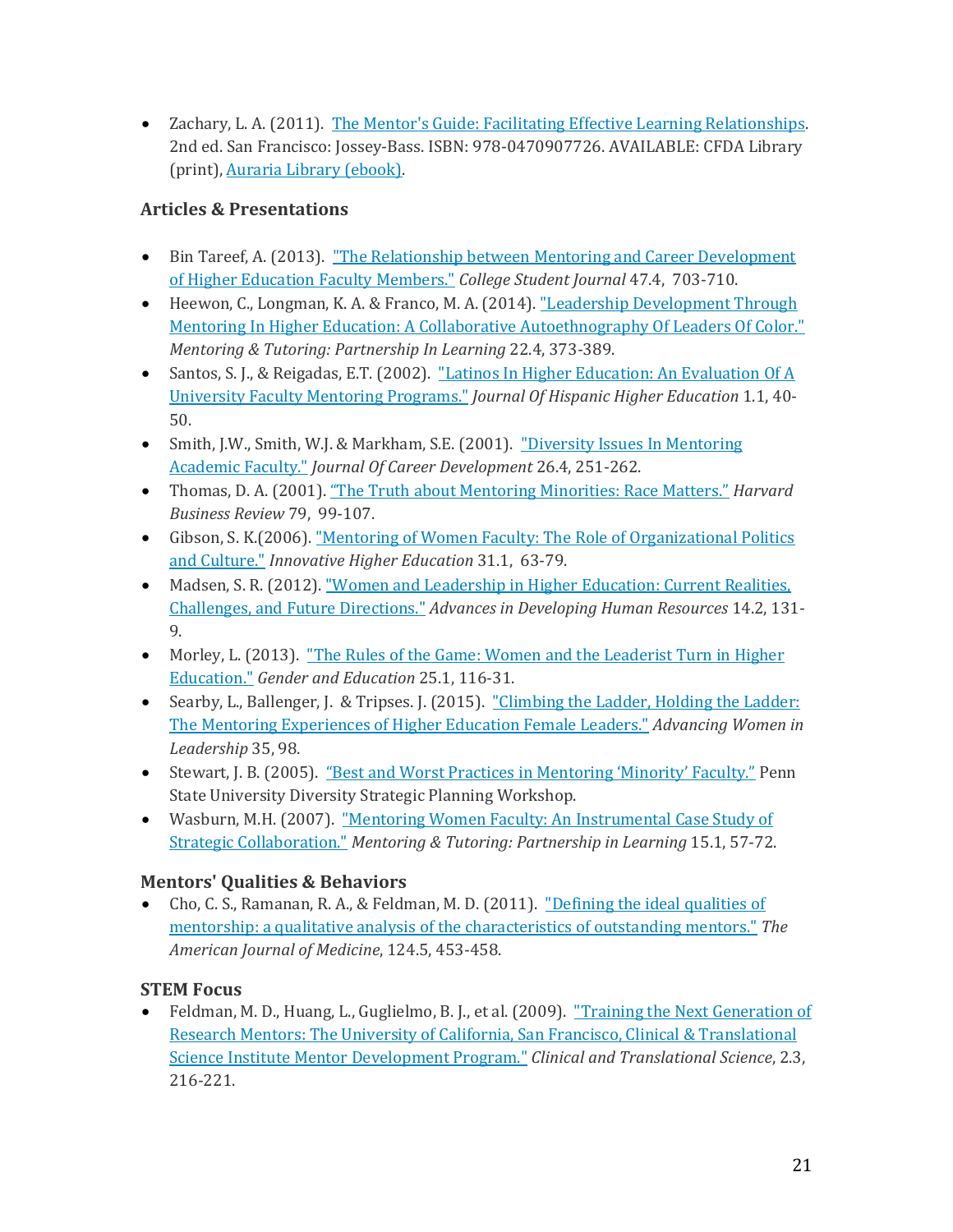- Zachary, L. A. (2011). The Mentor's Guide: Facilitating Effective Learning Relationships. 2nd ed. San Francisco: Jossey-Bass. ISBN: 978-0470907726. AVAILABLE: CFDA Library (print), Auraria Library (ebook).

### Articles & Presentations

- Bin Tareef, A. (2013). "The Relationship between Mentoring and Career Development of Higher Education Faculty Members." *College Student Journal* 47.4, 703-710.
- Heewon, C., Longman, K. A. & Franco, M. A. (2014). "Leadership Development Through Mentoring In Higher Education: A Collaborative Autoethnography Of Leaders Of Color." *Mentoring & Tutoring: Partnership In Learning* 22.4, 373-389.
- Santos, S. J., & Reigadas, E.T. (2002). "Latinos In Higher Education: An Evaluation Of A University Faculty Mentoring Programs." *Journal Of Hispanic Higher Education* 1.1, 40-50.
- Smith, J.W., Smith, W.J. & Markham, S.E. (2001). "Diversity Issues In Mentoring Academic Faculty." *Journal Of Career Development* 26.4, 251-262.
- Thomas, D. A. (2001). "The Truth about Mentoring Minorities: Race Matters." *Harvard Business Review* 79, 99-107.
- Gibson, S. K.(2006). "Mentoring of Women Faculty: The Role of Organizational Politics and Culture." *Innovative Higher Education* 31.1, 63-79.
- Madsen, S. R. (2012). "Women and Leadership in Higher Education: Current Realities, Challenges, and Future Directions." *Advances in Developing Human Resources* 14.2, 131-9.
- Morley, L. (2013). "The Rules of the Game: Women and the Leaderist Turn in Higher Education." *Gender and Education* 25.1, 116-31.
- Searby, L., Ballenger, J. & Tripses. J. (2015). "Climbing the Ladder, Holding the Ladder: The Mentoring Experiences of Higher Education Female Leaders." *Advancing Women in Leadership* 35, 98.
- Stewart, J. B. (2005). "Best and Worst Practices in Mentoring 'Minority' Faculty." Penn State University Diversity Strategic Planning Workshop.
- Wasburn, M.H. (2007). "Mentoring Women Faculty: An Instrumental Case Study of Strategic Collaboration." *Mentoring & Tutoring: Partnership in Learning* 15.1, 57-72.

### Mentors' Qualities & Behaviors

- Cho, C. S., Ramanan, R. A., & Feldman, M. D. (2011). "Defining the ideal qualities of mentorship: a qualitative analysis of the characteristics of outstanding mentors." *The American Journal of Medicine*, 124.5, 453-458.

### STEM Focus

- Feldman, M. D., Huang, L., Guglielmo, B. J., et al. (2009). "Training the Next Generation of Research Mentors: The University of California, San Francisco, Clinical & Translational Science Institute Mentor Development Program." *Clinical and Translational Science*, 2.3, 216-221.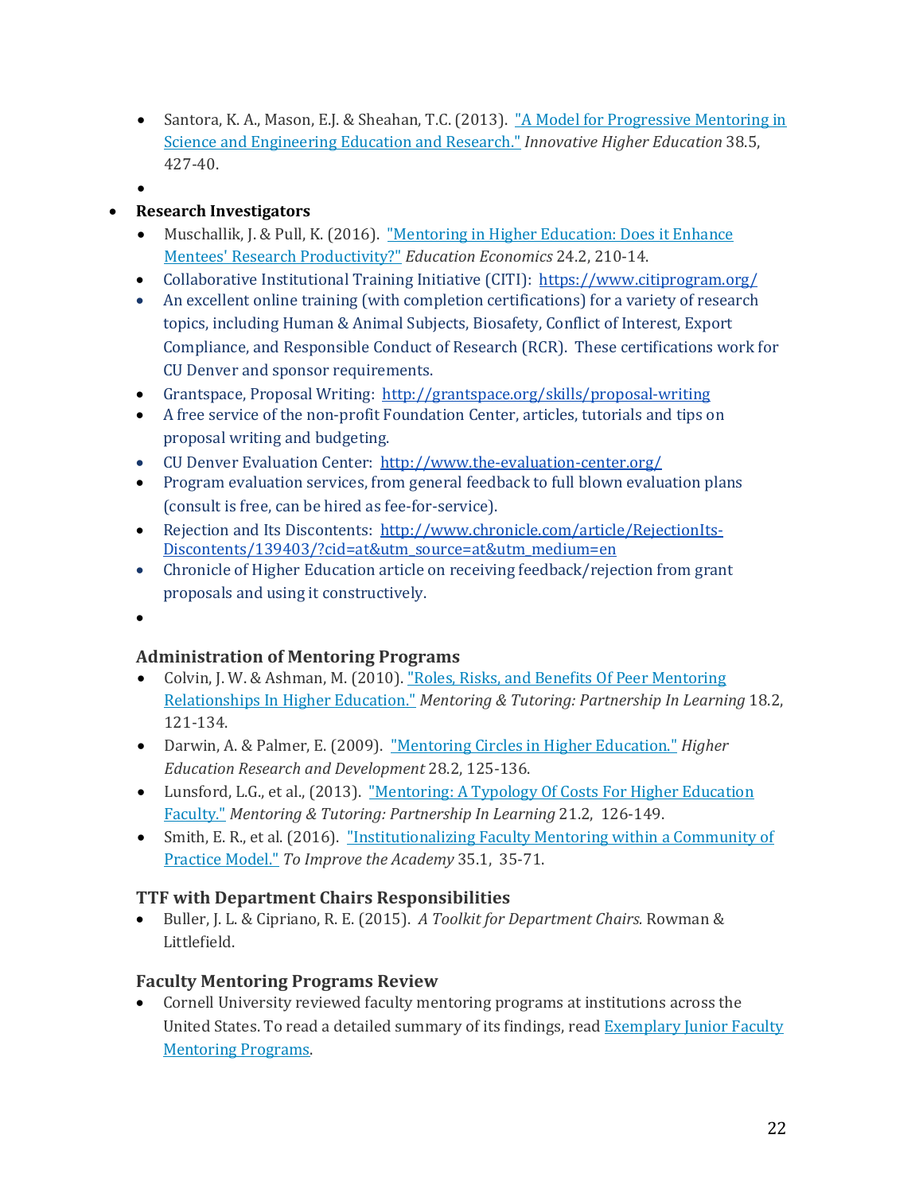- Santora, K. A., Mason, E.J. & Sheahan, T.C. (2013). "A Model for Progressive Mentoring in Science and Engineering Education and Research." *Innovative Higher Education* 38.5, 427-40.
- 

- **Research Investigators**
  - Muschallik, J. & Pull, K. (2016). "Mentoring in Higher Education: Does it Enhance Mentees' Research Productivity?" *Education Economics* 24.2, 210-14.
  - Collaborative Institutional Training Initiative (CITI): https://www.citiprogram.org/
  - An excellent online training (with completion certifications) for a variety of research topics, including Human & Animal Subjects, Biosafety, Conflict of Interest, Export Compliance, and Responsible Conduct of Research (RCR). These certifications work for CU Denver and sponsor requirements.
  - Grantspace, Proposal Writing: http://grantspace.org/skills/proposal-writing
  - A free service of the non-profit Foundation Center, articles, tutorials and tips on proposal writing and budgeting.
  - CU Denver Evaluation Center: http://www.the-evaluation-center.org/
  - Program evaluation services, from general feedback to full blown evaluation plans (consult is free, can be hired as fee-for-service).
  - Rejection and Its Discontents: http://www.chronicle.com/article/RejectionIts-Discontents/139403/?cid=at&utm_source=at&utm_medium=en
  - Chronicle of Higher Education article on receiving feedback/rejection from grant proposals and using it constructively.
  - 

### Administration of Mentoring Programs

- Colvin, J. W. & Ashman, M. (2010). "Roles, Risks, and Benefits Of Peer Mentoring Relationships In Higher Education." *Mentoring & Tutoring: Partnership In Learning* 18.2, 121-134.
- Darwin, A. & Palmer, E. (2009). "Mentoring Circles in Higher Education." *Higher Education Research and Development* 28.2, 125-136.
- Lunsford, L.G., et al., (2013). "Mentoring: A Typology Of Costs For Higher Education Faculty." *Mentoring & Tutoring: Partnership In Learning* 21.2, 126-149.
- Smith, E. R., et al. (2016). "Institutionalizing Faculty Mentoring within a Community of Practice Model." *To Improve the Academy* 35.1, 35-71.

### TTF with Department Chairs Responsibilities

- Buller, J. L. & Cipriano, R. E. (2015). *A Toolkit for Department Chairs.* Rowman & Littlefield.

### Faculty Mentoring Programs Review

- Cornell University reviewed faculty mentoring programs at institutions across the United States. To read a detailed summary of its findings, read Exemplary Junior Faculty Mentoring Programs.